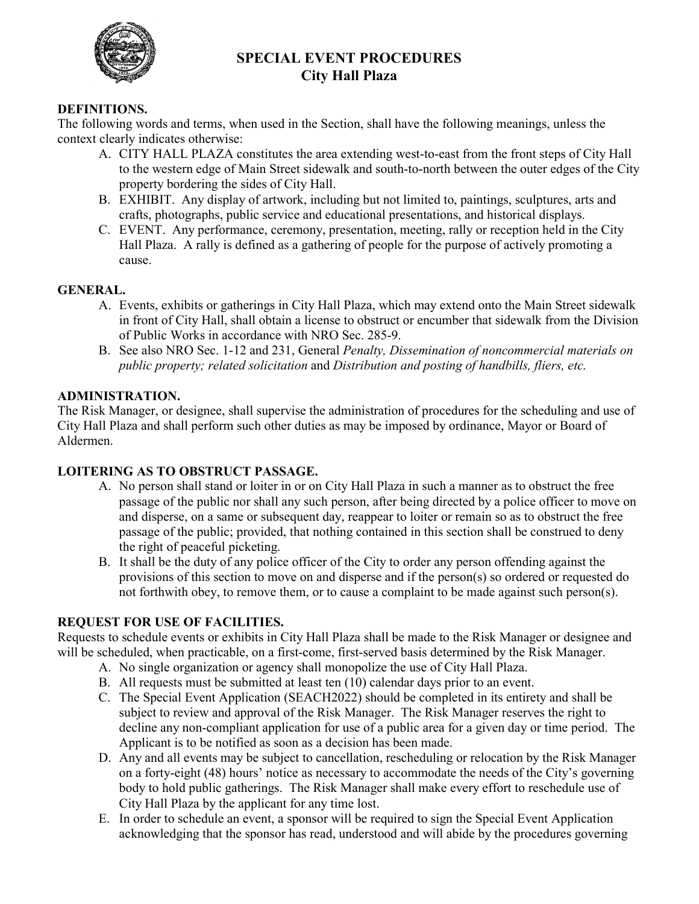# SPECIAL EVENT PROCEDURES
## City Hall Plaza

**DEFINITIONS.**

The following words and terms, when used in the Section, shall have the following meanings, unless the context clearly indicates otherwise:

A. CITY HALL PLAZA constitutes the area extending west-to-east from the front steps of City Hall to the western edge of Main Street sidewalk and south-to-north between the outer edges of the City property bordering the sides of City Hall.
B. EXHIBIT. Any display of artwork, including but not limited to, paintings, sculptures, arts and crafts, photographs, public service and educational presentations, and historical displays.
C. EVENT. Any performance, ceremony, presentation, meeting, rally or reception held in the City Hall Plaza. A rally is defined as a gathering of people for the purpose of actively promoting a cause.

**GENERAL.**

A. Events, exhibits or gatherings in City Hall Plaza, which may extend onto the Main Street sidewalk in front of City Hall, shall obtain a license to obstruct or encumber that sidewalk from the Division of Public Works in accordance with NRO Sec. 285-9.
B. See also NRO Sec. 1-12 and 231, General *Penalty, Dissemination of noncommercial materials on public property; related solicitation* and *Distribution and posting of handbills, fliers, etc.*

**ADMINISTRATION.**

The Risk Manager, or designee, shall supervise the administration of procedures for the scheduling and use of City Hall Plaza and shall perform such other duties as may be imposed by ordinance, Mayor or Board of Aldermen.

**LOITERING AS TO OBSTRUCT PASSAGE.**

A. No person shall stand or loiter in or on City Hall Plaza in such a manner as to obstruct the free passage of the public nor shall any such person, after being directed by a police officer to move on and disperse, on a same or subsequent day, reappear to loiter or remain so as to obstruct the free passage of the public; provided, that nothing contained in this section shall be construed to deny the right of peaceful picketing.
B. It shall be the duty of any police officer of the City to order any person offending against the provisions of this section to move on and disperse and if the person(s) so ordered or requested do not forthwith obey, to remove them, or to cause a complaint to be made against such person(s).

**REQUEST FOR USE OF FACILITIES.**

Requests to schedule events or exhibits in City Hall Plaza shall be made to the Risk Manager or designee and will be scheduled, when practicable, on a first-come, first-served basis determined by the Risk Manager.

A. No single organization or agency shall monopolize the use of City Hall Plaza.
B. All requests must be submitted at least ten (10) calendar days prior to an event.
C. The Special Event Application (SEACH2022) should be completed in its entirety and shall be subject to review and approval of the Risk Manager. The Risk Manager reserves the right to decline any non-compliant application for use of a public area for a given day or time period. The Applicant is to be notified as soon as a decision has been made.
D. Any and all events may be subject to cancellation, rescheduling or relocation by the Risk Manager on a forty-eight (48) hours' notice as necessary to accommodate the needs of the City's governing body to hold public gatherings. The Risk Manager shall make every effort to reschedule use of City Hall Plaza by the applicant for any time lost.
E. In order to schedule an event, a sponsor will be required to sign the Special Event Application acknowledging that the sponsor has read, understood and will abide by the procedures governing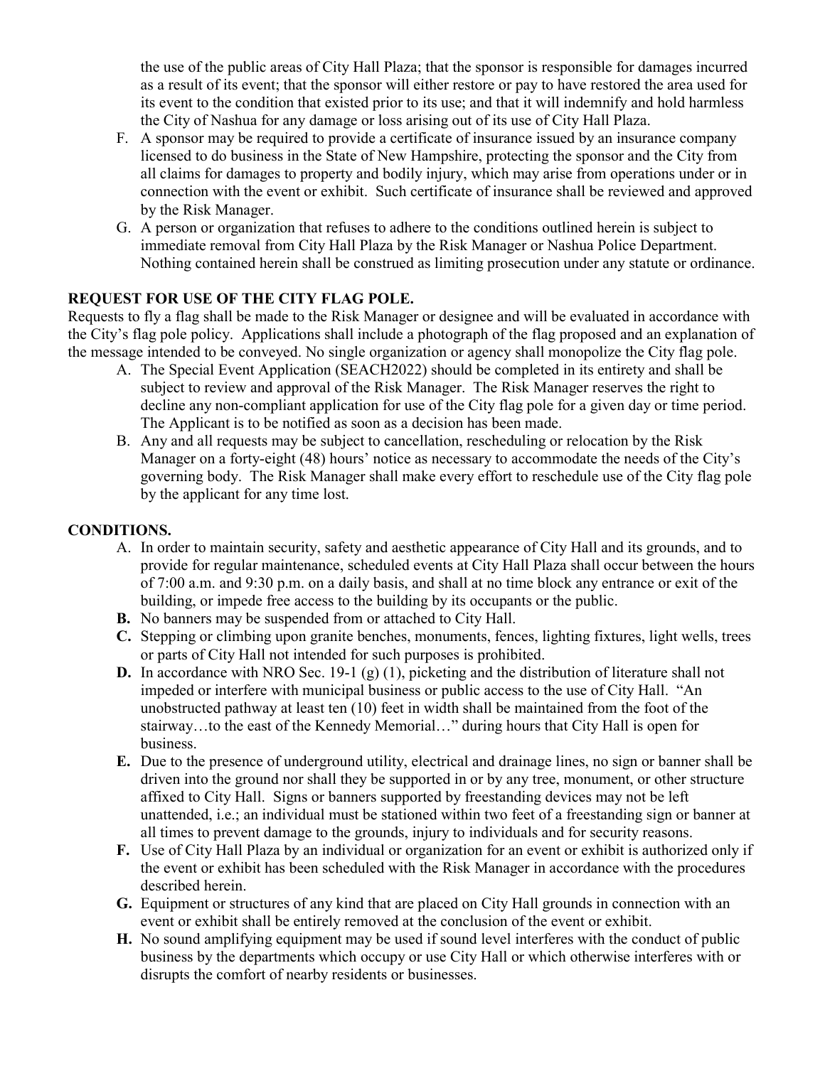the use of the public areas of City Hall Plaza; that the sponsor is responsible for damages incurred as a result of its event; that the sponsor will either restore or pay to have restored the area used for its event to the condition that existed prior to its use; and that it will indemnify and hold harmless the City of Nashua for any damage or loss arising out of its use of City Hall Plaza.

F. A sponsor may be required to provide a certificate of insurance issued by an insurance company licensed to do business in the State of New Hampshire, protecting the sponsor and the City from all claims for damages to property and bodily injury, which may arise from operations under or in connection with the event or exhibit. Such certificate of insurance shall be reviewed and approved by the Risk Manager.

G. A person or organization that refuses to adhere to the conditions outlined herein is subject to immediate removal from City Hall Plaza by the Risk Manager or Nashua Police Department. Nothing contained herein shall be construed as limiting prosecution under any statute or ordinance.

**REQUEST FOR USE OF THE CITY FLAG POLE.**

Requests to fly a flag shall be made to the Risk Manager or designee and will be evaluated in accordance with the City's flag pole policy. Applications shall include a photograph of the flag proposed and an explanation of the message intended to be conveyed. No single organization or agency shall monopolize the City flag pole.

A. The Special Event Application (SEACH2022) should be completed in its entirety and shall be subject to review and approval of the Risk Manager. The Risk Manager reserves the right to decline any non-compliant application for use of the City flag pole for a given day or time period. The Applicant is to be notified as soon as a decision has been made.

B. Any and all requests may be subject to cancellation, rescheduling or relocation by the Risk Manager on a forty-eight (48) hours' notice as necessary to accommodate the needs of the City's governing body. The Risk Manager shall make every effort to reschedule use of the City flag pole by the applicant for any time lost.

**CONDITIONS.**

A. In order to maintain security, safety and aesthetic appearance of City Hall and its grounds, and to provide for regular maintenance, scheduled events at City Hall Plaza shall occur between the hours of 7:00 a.m. and 9:30 p.m. on a daily basis, and shall at no time block any entrance or exit of the building, or impede free access to the building by its occupants or the public.

**B.** No banners may be suspended from or attached to City Hall.

**C.** Stepping or climbing upon granite benches, monuments, fences, lighting fixtures, light wells, trees or parts of City Hall not intended for such purposes is prohibited.

**D.** In accordance with NRO Sec. 19-1 (g) (1), picketing and the distribution of literature shall not impeded or interfere with municipal business or public access to the use of City Hall. "An unobstructed pathway at least ten (10) feet in width shall be maintained from the foot of the stairway…to the east of the Kennedy Memorial…" during hours that City Hall is open for business.

**E.** Due to the presence of underground utility, electrical and drainage lines, no sign or banner shall be driven into the ground nor shall they be supported in or by any tree, monument, or other structure affixed to City Hall. Signs or banners supported by freestanding devices may not be left unattended, i.e.; an individual must be stationed within two feet of a freestanding sign or banner at all times to prevent damage to the grounds, injury to individuals and for security reasons.

**F.** Use of City Hall Plaza by an individual or organization for an event or exhibit is authorized only if the event or exhibit has been scheduled with the Risk Manager in accordance with the procedures described herein.

**G.** Equipment or structures of any kind that are placed on City Hall grounds in connection with an event or exhibit shall be entirely removed at the conclusion of the event or exhibit.

**H.** No sound amplifying equipment may be used if sound level interferes with the conduct of public business by the departments which occupy or use City Hall or which otherwise interferes with or disrupts the comfort of nearby residents or businesses.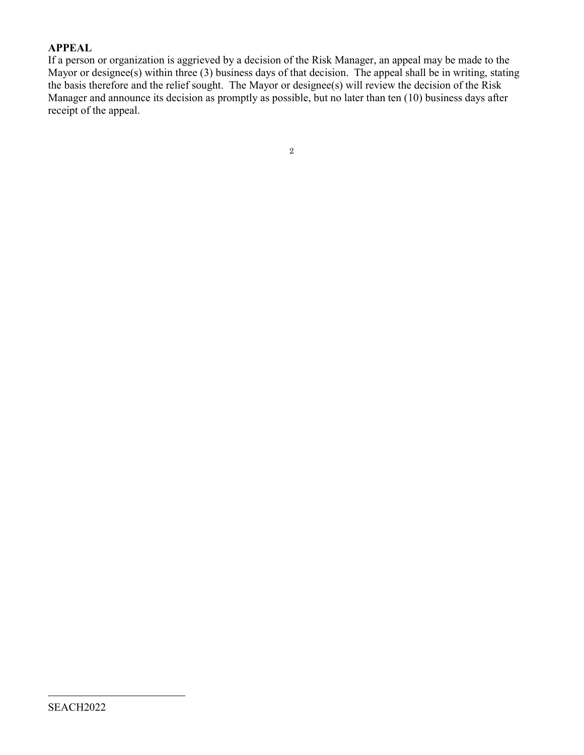**APPEAL**

If a person or organization is aggrieved by a decision of the Risk Manager, an appeal may be made to the Mayor or designee(s) within three (3) business days of that decision. The appeal shall be in writing, stating the basis therefore and the relief sought. The Mayor or designee(s) will review the decision of the Risk Manager and announce its decision as promptly as possible, but no later than ten (10) business days after receipt of the appeal.

SEACH2022